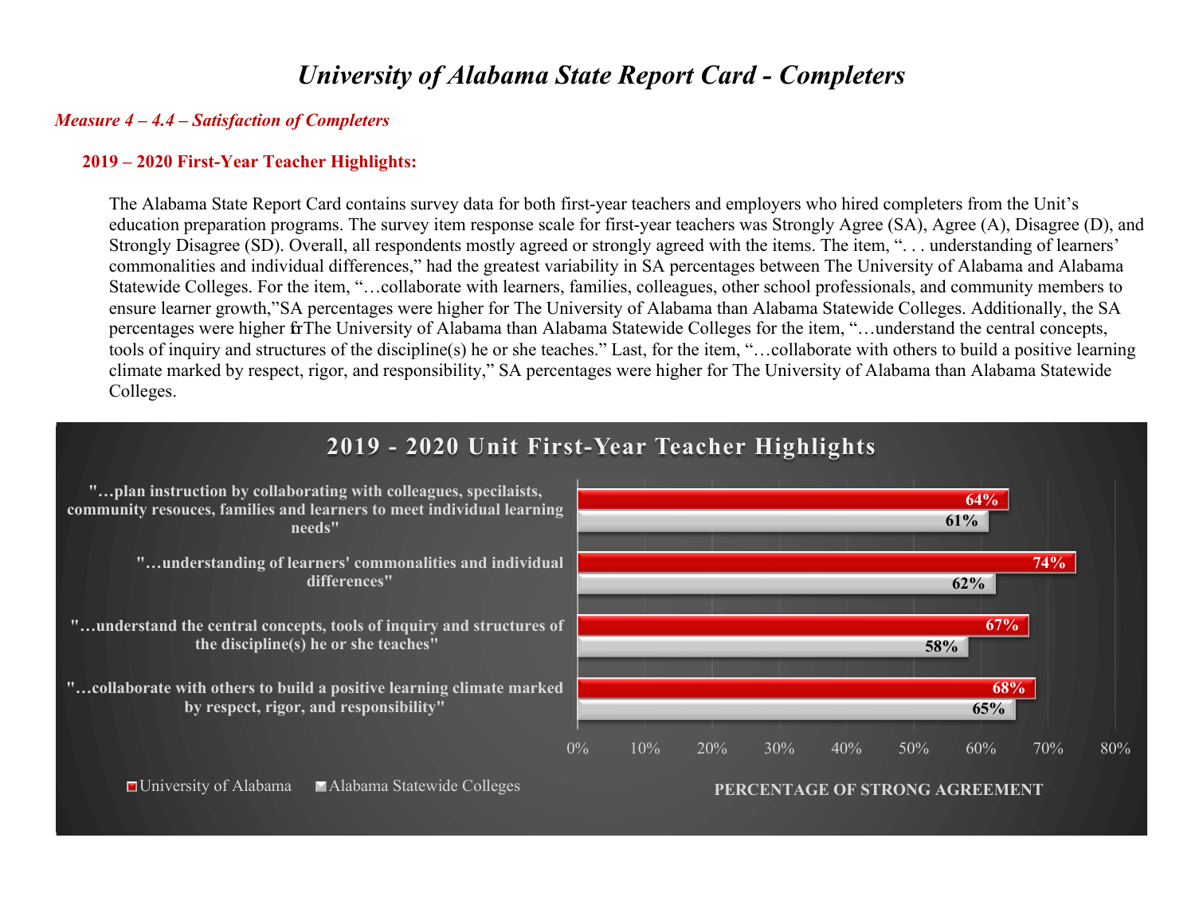# *University of Alabama State Report Card - Completers*

***Measure 4 – 4.4 – Satisfaction of Completers***

**2019 – 2020 First-Year Teacher Highlights:**

The Alabama State Report Card contains survey data for both first-year teachers and employers who hired completers from the Unit's education preparation programs. The survey item response scale for first-year teachers was Strongly Agree (SA), Agree (A), Disagree (D), and Strongly Disagree (SD). Overall, all respondents mostly agreed or strongly agreed with the items. The item, ". . . understanding of learners' commonalities and individual differences," had the greatest variability in SA percentages between The University of Alabama and Alabama Statewide Colleges. For the item, "…collaborate with learners, families, colleagues, other school professionals, and community members to ensure learner growth,"SA percentages were higher for The University of Alabama than Alabama Statewide Colleges. Additionally, the SA percentages were higher for The University of Alabama than Alabama Statewide Colleges for the item, "…understand the central concepts, tools of inquiry and structures of the discipline(s) he or she teaches." Last, for the item, "…collaborate with others to build a positive learning climate marked by respect, rigor, and responsibility," SA percentages were higher for The University of Alabama than Alabama Statewide Colleges.

**2019 - 2020 Unit First-Year Teacher Highlights**

| Item | University of Alabama | Alabama Statewide Colleges |
| --- | --- | --- |
| "…plan instruction by collaborating with colleagues, specilaists, community resouces, families and learners to meet individual learning needs" | 64% | 61% |
| "…understanding of learners' commonalities and individual differences" | 74% | 62% |
| "…understand the central concepts, tools of inquiry and structures of the discipline(s) he or she teaches" | 67% | 58% |
| "…collaborate with others to build a positive learning climate marked by respect, rigor, and responsibility" | 68% | 65% |

PERCENTAGE OF STRONG AGREEMENT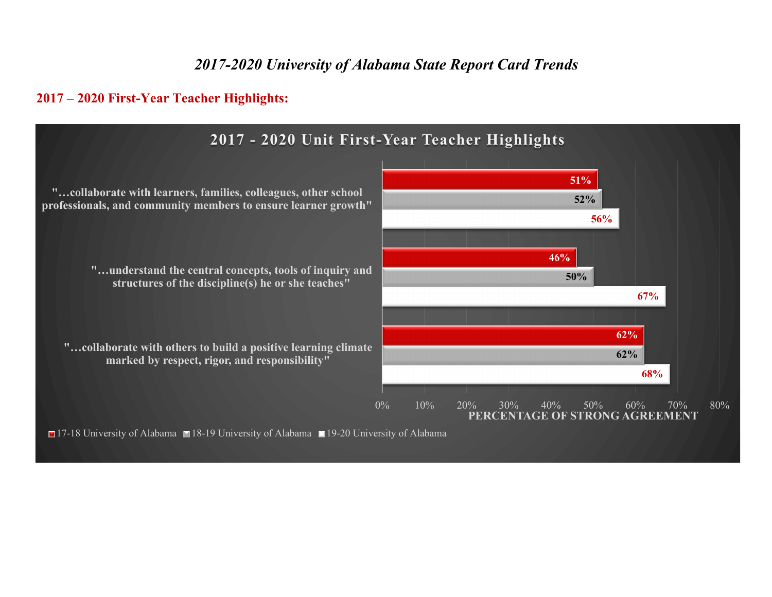*2017-2020 University of Alabama State Report Card Trends*

**2017 – 2020 First-Year Teacher Highlights:**

**2017 - 2020 Unit First-Year Teacher Highlights**

| Statement | 17-18 University of Alabama | 18-19 University of Alabama | 19-20 University of Alabama |
|---|---|---|---|
| "…collaborate with learners, families, colleagues, other school professionals, and community members to ensure learner growth" | 51% | 52% | 56% |
| "…understand the central concepts, tools of inquiry and structures of the discipline(s) he or she teaches" | 46% | 50% | 67% |
| "…collaborate with others to build a positive learning climate marked by respect, rigor, and responsibility" | 62% | 62% | 68% |

PERCENTAGE OF STRONG AGREEMENT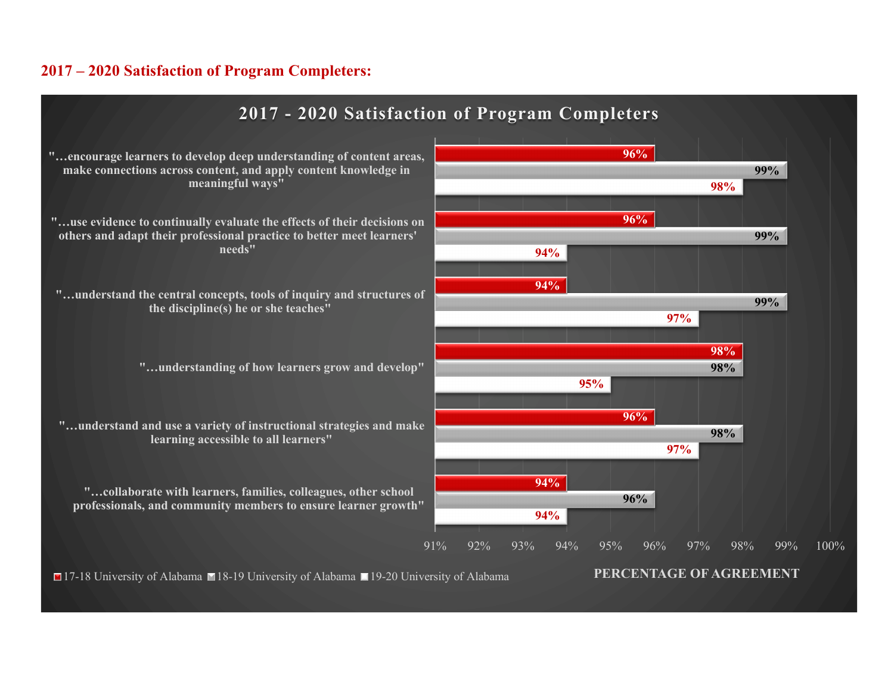**2017 – 2020 Satisfaction of Program Completers:**

2017 - 2020 Satisfaction of Program Completers

"…encourage learners to develop deep understanding of content areas, make connections across content, and apply content knowledge in meaningful ways"

96%
99%
98%

"…use evidence to continually evaluate the effects of their decisions on others and adapt their professional practice to better meet learners' needs"

96%
99%
94%

"…understand the central concepts, tools of inquiry and structures of the discipline(s) he or she teaches"

94%
99%
97%

"…understanding of how learners grow and develop"

98%
98%
95%

"…understand and use a variety of instructional strategies and make learning accessible to all learners"

96%
98%
97%

"…collaborate with learners, families, colleagues, other school professionals, and community members to ensure learner growth"

94%
96%
94%

91% 92% 93% 94% 95% 96% 97% 98% 99% 100%

PERCENTAGE OF AGREEMENT

17-18 University of Alabama
18-19 University of Alabama
19-20 University of Alabama